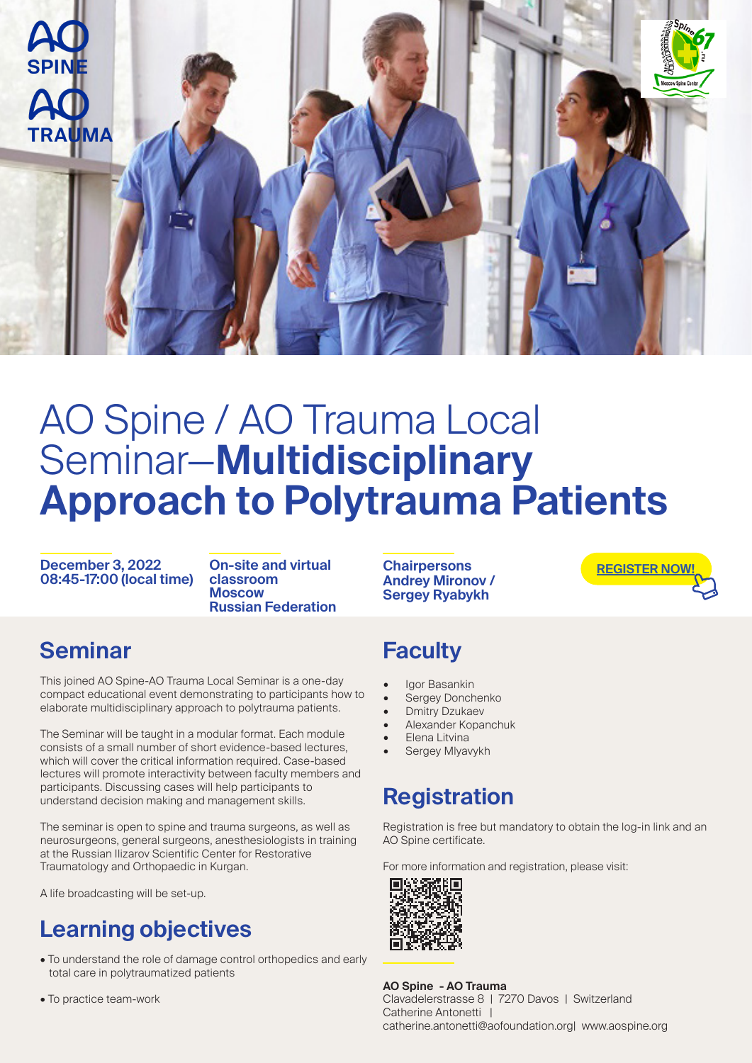AO SPINE

AO TRAUMA

# AO Spine / AO Trauma Local Seminar—**Multidisciplinary Approach to Polytrauma Patients**

**December 3, 2022**
**08:45-17:00 (local time)**

**On-site and virtual classroom**
**Moscow**
**Russian Federation**

**Chairpersons**
**Andrey Mironov / Sergey Ryabykh**

**REGISTER NOW!**

## Seminar

This joined AO Spine-AO Trauma Local Seminar is a one-day compact educational event demonstrating to participants how to elaborate multidisciplinary approach to polytrauma patients.

The Seminar will be taught in a modular format. Each module consists of a small number of short evidence-based lectures, which will cover the critical information required. Case-based lectures will promote interactivity between faculty members and participants. Discussing cases will help participants to understand decision making and management skills.

The seminar is open to spine and trauma surgeons, as well as neurosurgeons, general surgeons, anesthesiologists in training at the Russian Ilizarov Scientific Center for Restorative Traumatology and Orthopaedic in Kurgan.

A life broadcasting will be set-up.

## Learning objectives

- To understand the role of damage control orthopedics and early total care in polytraumatized patients
- To practice team-work

## Faculty

- Igor Basankin
- Sergey Donchenko
- Dmitry Dzukaev
- Alexander Kopanchuk
- Elena Litvina
- Sergey Mlyavykh

## Registration

Registration is free but mandatory to obtain the log-in link and an AO Spine certificate.

For more information and registration, please visit:

**AO Spine - AO Trauma**
Clavadelerstrasse 8 | 7270 Davos | Switzerland
Catherine Antonetti |
catherine.antonetti@aofoundation.org| www.aospine.org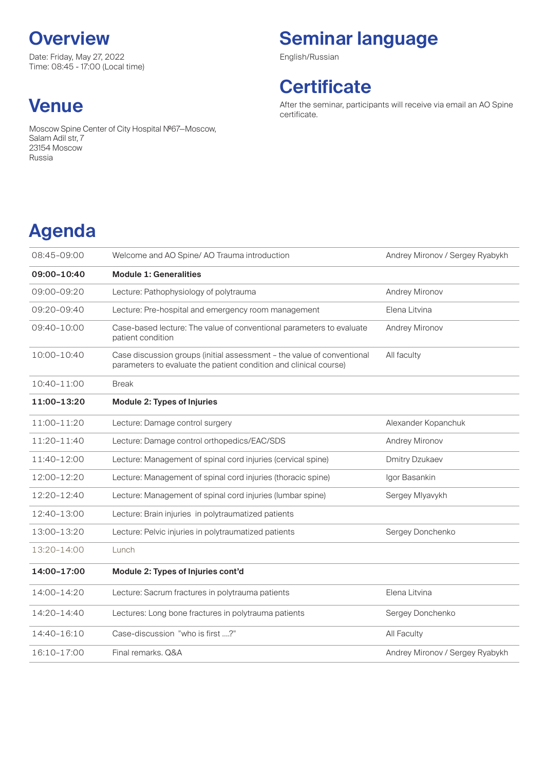## Overview

Date: Friday, May 27, 2022
Time: 08:45 - 17:00 (Local time)

## Venue

Moscow Spine Center of City Hospital №67–Moscow,
Salam Adil str, 7
23154 Moscow
Russia

## Seminar language

English/Russian

## Certificate

After the seminar, participants will receive via email an AO Spine certificate.

## Agenda

| | | |
|---|---|---|
| 08:45–09:00 | Welcome and AO Spine/ AO Trauma introduction | Andrey Mironov / Sergey Ryabykh |
| **09:00–10:40** | **Module 1: Generalities** | |
| 09:00–09:20 | Lecture: Pathophysiology of polytrauma | Andrey Mironov |
| 09:20–09:40 | Lecture: Pre-hospital and emergency room management | Elena Litvina |
| 09:40–10:00 | Case-based lecture: The value of conventional parameters to evaluate patient condition | Andrey Mironov |
| 10:00–10:40 | Case discussion groups (initial assessment – the value of conventional parameters to evaluate the patient condition and clinical course) | All faculty |
| 10:40–11:00 | Break | |
| **11:00–13:20** | **Module 2: Types of Injuries** | |
| 11:00–11:20 | Lecture: Damage control surgery | Alexander Kopanchuk |
| 11:20–11:40 | Lecture: Damage control orthopedics/EAC/SDS | Andrey Mironov |
| 11:40–12:00 | Lecture: Management of spinal cord injuries (cervical spine) | Dmitry Dzukaev |
| 12:00–12:20 | Lecture: Management of spinal cord injuries (thoracic spine) | Igor Basankin |
| 12:20–12:40 | Lecture: Management of spinal cord injuries (lumbar spine) | Sergey Mlyavykh |
| 12:40–13:00 | Lecture: Brain injuries in polytraumatized patients | |
| 13:00–13:20 | Lecture: Pelvic injuries in polytraumatized patients | Sergey Donchenko |
| 13:20–14:00 | Lunch | |
| **14:00–17:00** | **Module 2: Types of Injuries cont'd** | |
| 14:00–14:20 | Lecture: Sacrum fractures in polytrauma patients | Elena Litvina |
| 14:20–14:40 | Lectures: Long bone fractures in polytrauma patients | Sergey Donchenko |
| 14:40–16:10 | Case-discussion "who is first ....?" | All Faculty |
| 16:10–17:00 | Final remarks. Q&A | Andrey Mironov / Sergey Ryabykh |